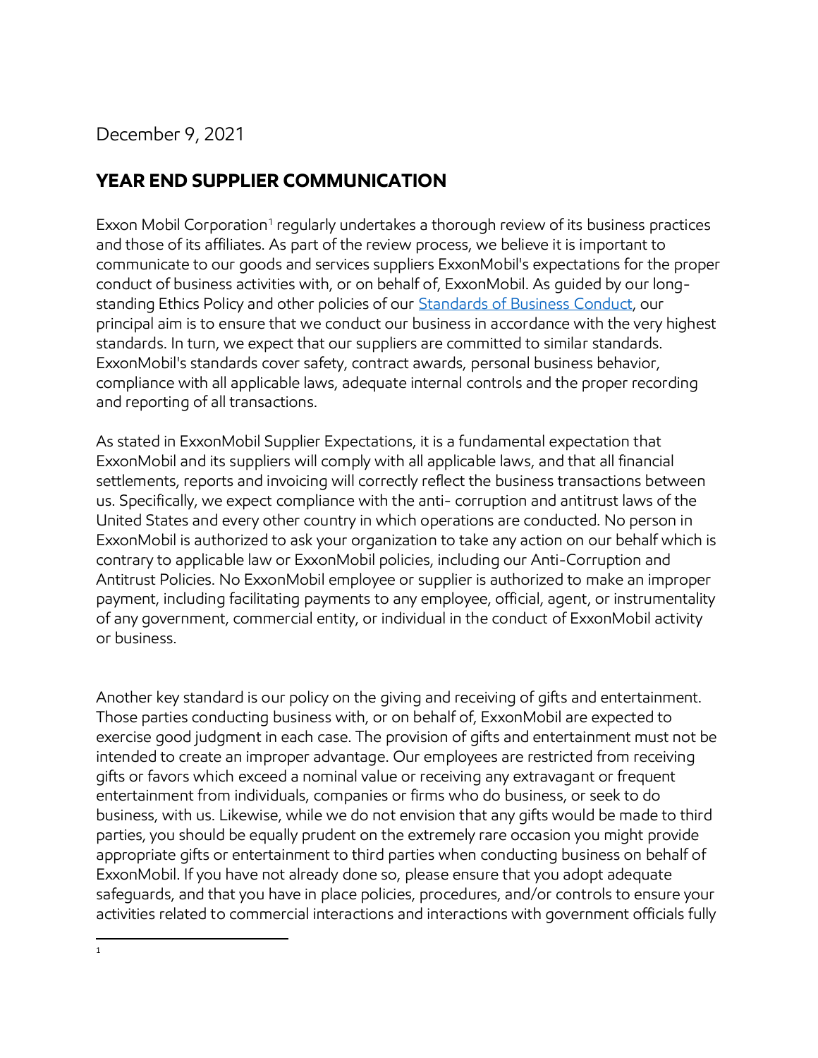December 9, 2021

## YEAR END SUPPLIER COMMUNICATION

Exxon Mobil Corporation[1] regularly undertakes a thorough review of its business practices and those of its affiliates. As part of the review process, we believe it is important to communicate to our goods and services suppliers ExxonMobil's expectations for the proper conduct of business activities with, or on behalf of, ExxonMobil. As guided by our long-standing Ethics Policy and other policies of our [Standards of Business Conduct](), our principal aim is to ensure that we conduct our business in accordance with the very highest standards. In turn, we expect that our suppliers are committed to similar standards. ExxonMobil's standards cover safety, contract awards, personal business behavior, compliance with all applicable laws, adequate internal controls and the proper recording and reporting of all transactions.

As stated in ExxonMobil Supplier Expectations, it is a fundamental expectation that ExxonMobil and its suppliers will comply with all applicable laws, and that all financial settlements, reports and invoicing will correctly reflect the business transactions between us. Specifically, we expect compliance with the anti- corruption and antitrust laws of the United States and every other country in which operations are conducted. No person in ExxonMobil is authorized to ask your organization to take any action on our behalf which is contrary to applicable law or ExxonMobil policies, including our Anti-Corruption and Antitrust Policies. No ExxonMobil employee or supplier is authorized to make an improper payment, including facilitating payments to any employee, official, agent, or instrumentality of any government, commercial entity, or individual in the conduct of ExxonMobil activity or business.

Another key standard is our policy on the giving and receiving of gifts and entertainment. Those parties conducting business with, or on behalf of, ExxonMobil are expected to exercise good judgment in each case. The provision of gifts and entertainment must not be intended to create an improper advantage. Our employees are restricted from receiving gifts or favors which exceed a nominal value or receiving any extravagant or frequent entertainment from individuals, companies or firms who do business, or seek to do business, with us. Likewise, while we do not envision that any gifts would be made to third parties, you should be equally prudent on the extremely rare occasion you might provide appropriate gifts or entertainment to third parties when conducting business on behalf of ExxonMobil. If you have not already done so, please ensure that you adopt adequate safeguards, and that you have in place policies, procedures, and/or controls to ensure your activities related to commercial interactions and interactions with government officials fully

[1]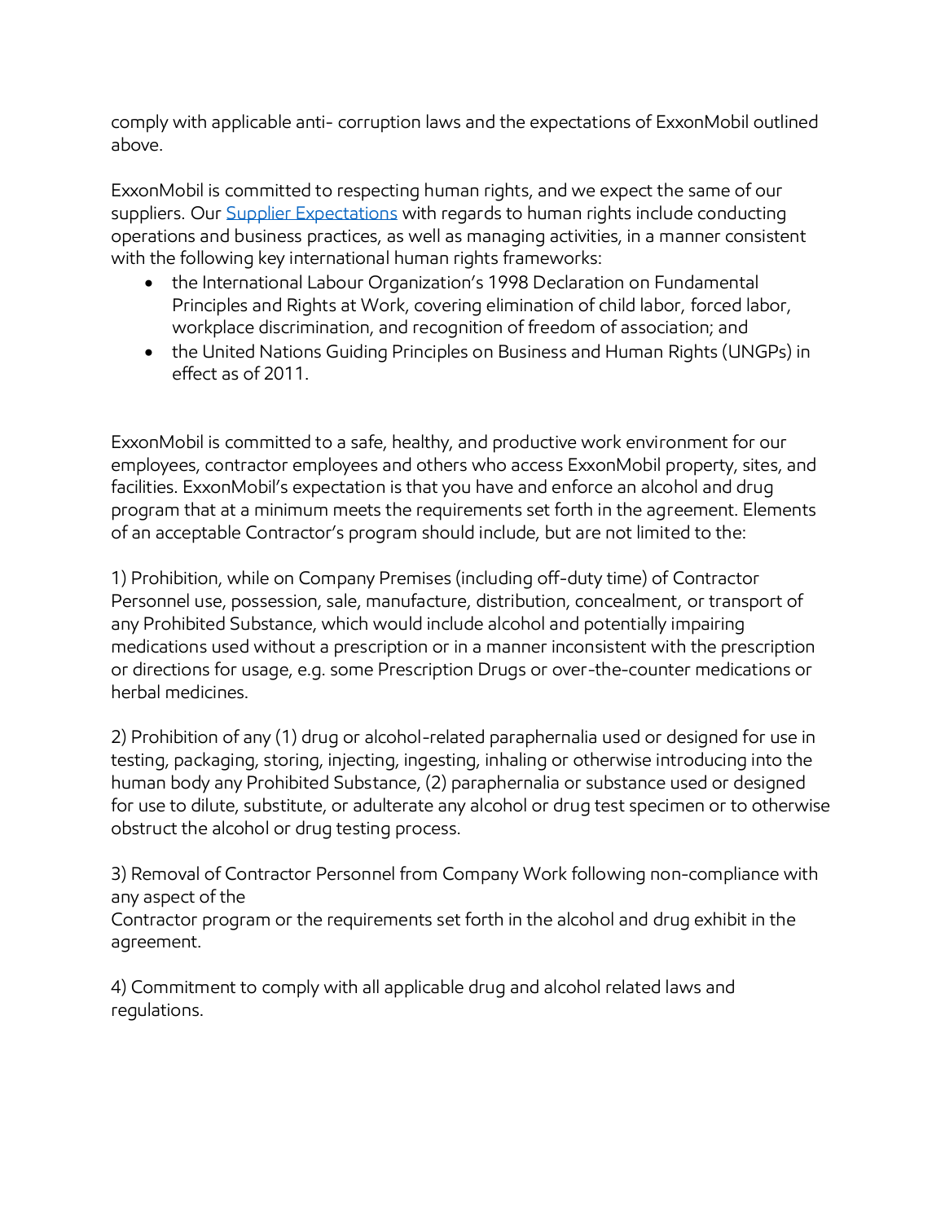comply with applicable anti- corruption laws and the expectations of ExxonMobil outlined above.

ExxonMobil is committed to respecting human rights, and we expect the same of our suppliers. Our [Supplier Expectations] with regards to human rights include conducting operations and business practices, as well as managing activities, in a manner consistent with the following key international human rights frameworks:

- the International Labour Organization's 1998 Declaration on Fundamental Principles and Rights at Work, covering elimination of child labor, forced labor, workplace discrimination, and recognition of freedom of association; and
- the United Nations Guiding Principles on Business and Human Rights (UNGPs) in effect as of 2011.

ExxonMobil is committed to a safe, healthy, and productive work environment for our employees, contractor employees and others who access ExxonMobil property, sites, and facilities. ExxonMobil's expectation is that you have and enforce an alcohol and drug program that at a minimum meets the requirements set forth in the agreement. Elements of an acceptable Contractor's program should include, but are not limited to the:

1) Prohibition, while on Company Premises (including off-duty time) of Contractor Personnel use, possession, sale, manufacture, distribution, concealment, or transport of any Prohibited Substance, which would include alcohol and potentially impairing medications used without a prescription or in a manner inconsistent with the prescription or directions for usage, e.g. some Prescription Drugs or over-the-counter medications or herbal medicines.

2) Prohibition of any (1) drug or alcohol-related paraphernalia used or designed for use in testing, packaging, storing, injecting, ingesting, inhaling or otherwise introducing into the human body any Prohibited Substance, (2) paraphernalia or substance used or designed for use to dilute, substitute, or adulterate any alcohol or drug test specimen or to otherwise obstruct the alcohol or drug testing process.

3) Removal of Contractor Personnel from Company Work following non-compliance with any aspect of the
Contractor program or the requirements set forth in the alcohol and drug exhibit in the agreement.

4) Commitment to comply with all applicable drug and alcohol related laws and regulations.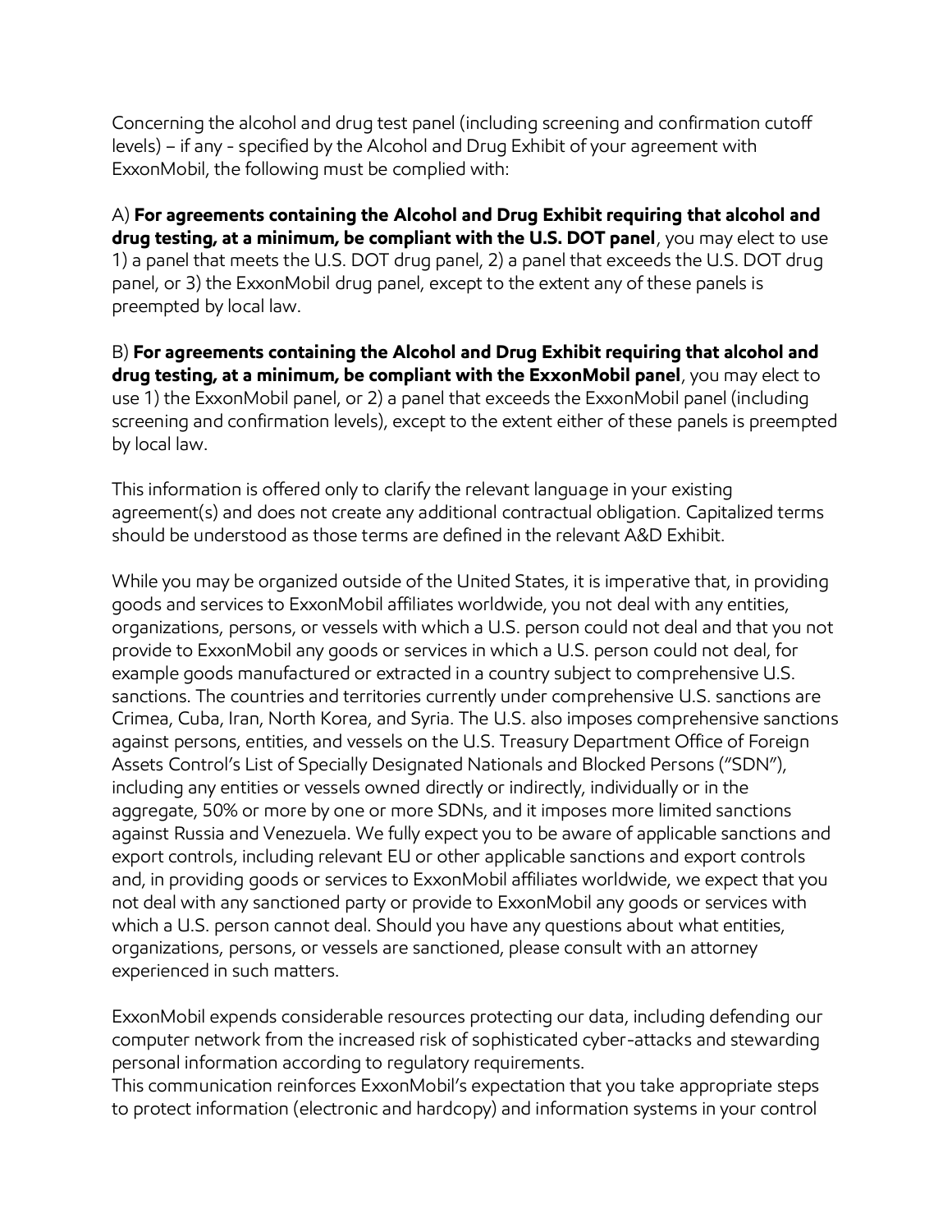Concerning the alcohol and drug test panel (including screening and confirmation cutoff levels) – if any - specified by the Alcohol and Drug Exhibit of your agreement with ExxonMobil, the following must be complied with:

A) **For agreements containing the Alcohol and Drug Exhibit requiring that alcohol and drug testing, at a minimum, be compliant with the U.S. DOT panel**, you may elect to use 1) a panel that meets the U.S. DOT drug panel, 2) a panel that exceeds the U.S. DOT drug panel, or 3) the ExxonMobil drug panel, except to the extent any of these panels is preempted by local law.

B) **For agreements containing the Alcohol and Drug Exhibit requiring that alcohol and drug testing, at a minimum, be compliant with the ExxonMobil panel**, you may elect to use 1) the ExxonMobil panel, or 2) a panel that exceeds the ExxonMobil panel (including screening and confirmation levels), except to the extent either of these panels is preempted by local law.

This information is offered only to clarify the relevant language in your existing agreement(s) and does not create any additional contractual obligation. Capitalized terms should be understood as those terms are defined in the relevant A&D Exhibit.

While you may be organized outside of the United States, it is imperative that, in providing goods and services to ExxonMobil affiliates worldwide, you not deal with any entities, organizations, persons, or vessels with which a U.S. person could not deal and that you not provide to ExxonMobil any goods or services in which a U.S. person could not deal, for example goods manufactured or extracted in a country subject to comprehensive U.S. sanctions. The countries and territories currently under comprehensive U.S. sanctions are Crimea, Cuba, Iran, North Korea, and Syria. The U.S. also imposes comprehensive sanctions against persons, entities, and vessels on the U.S. Treasury Department Office of Foreign Assets Control's List of Specially Designated Nationals and Blocked Persons ("SDN"), including any entities or vessels owned directly or indirectly, individually or in the aggregate, 50% or more by one or more SDNs, and it imposes more limited sanctions against Russia and Venezuela. We fully expect you to be aware of applicable sanctions and export controls, including relevant EU or other applicable sanctions and export controls and, in providing goods or services to ExxonMobil affiliates worldwide, we expect that you not deal with any sanctioned party or provide to ExxonMobil any goods or services with which a U.S. person cannot deal. Should you have any questions about what entities, organizations, persons, or vessels are sanctioned, please consult with an attorney experienced in such matters.

ExxonMobil expends considerable resources protecting our data, including defending our computer network from the increased risk of sophisticated cyber-attacks and stewarding personal information according to regulatory requirements.
This communication reinforces ExxonMobil's expectation that you take appropriate steps to protect information (electronic and hardcopy) and information systems in your control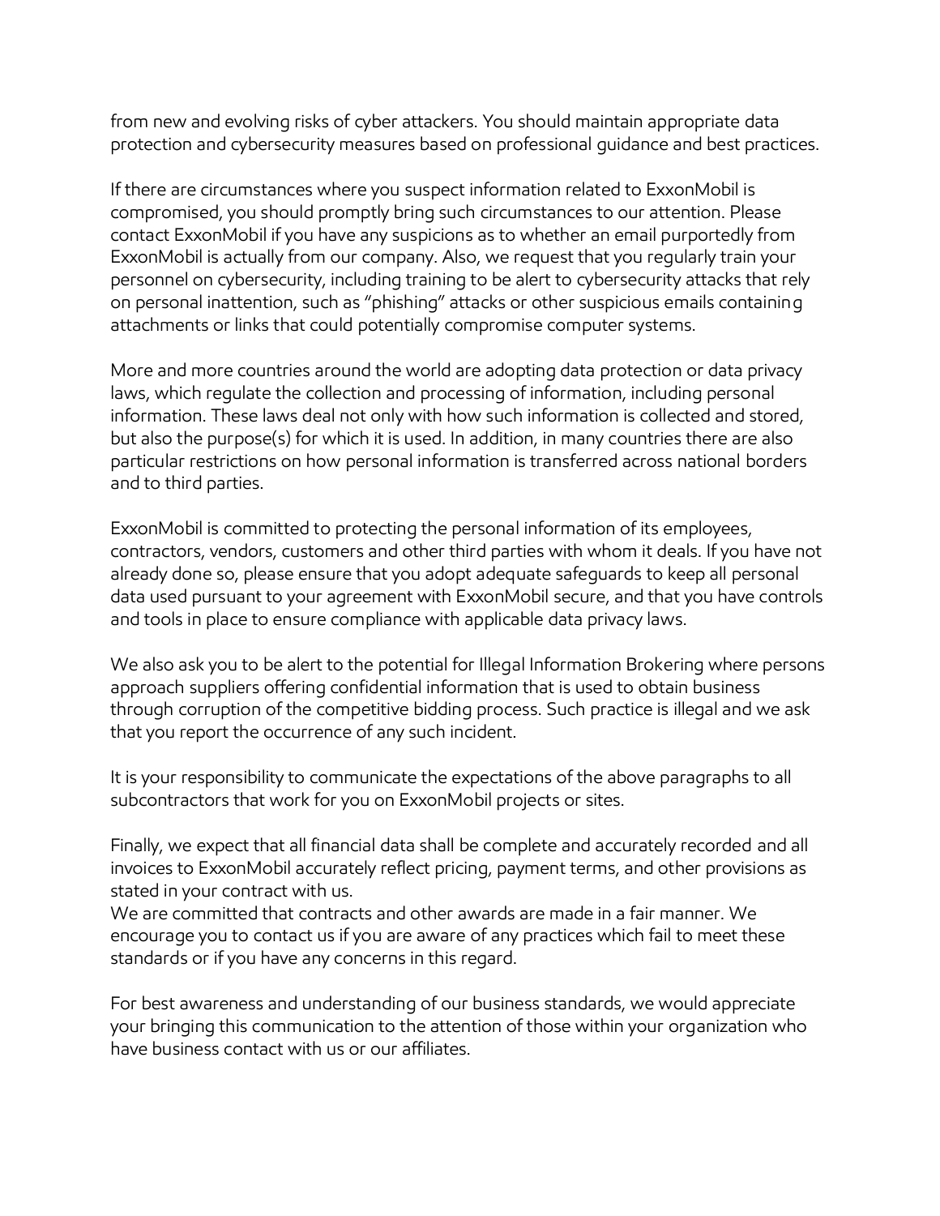from new and evolving risks of cyber attackers. You should maintain appropriate data protection and cybersecurity measures based on professional guidance and best practices.

If there are circumstances where you suspect information related to ExxonMobil is compromised, you should promptly bring such circumstances to our attention. Please contact ExxonMobil if you have any suspicions as to whether an email purportedly from ExxonMobil is actually from our company. Also, we request that you regularly train your personnel on cybersecurity, including training to be alert to cybersecurity attacks that rely on personal inattention, such as "phishing" attacks or other suspicious emails containing attachments or links that could potentially compromise computer systems.

More and more countries around the world are adopting data protection or data privacy laws, which regulate the collection and processing of information, including personal information. These laws deal not only with how such information is collected and stored, but also the purpose(s) for which it is used. In addition, in many countries there are also particular restrictions on how personal information is transferred across national borders and to third parties.

ExxonMobil is committed to protecting the personal information of its employees, contractors, vendors, customers and other third parties with whom it deals. If you have not already done so, please ensure that you adopt adequate safeguards to keep all personal data used pursuant to your agreement with ExxonMobil secure, and that you have controls and tools in place to ensure compliance with applicable data privacy laws.

We also ask you to be alert to the potential for Illegal Information Brokering where persons approach suppliers offering confidential information that is used to obtain business through corruption of the competitive bidding process. Such practice is illegal and we ask that you report the occurrence of any such incident.

It is your responsibility to communicate the expectations of the above paragraphs to all subcontractors that work for you on ExxonMobil projects or sites.

Finally, we expect that all financial data shall be complete and accurately recorded and all invoices to ExxonMobil accurately reflect pricing, payment terms, and other provisions as stated in your contract with us.
We are committed that contracts and other awards are made in a fair manner. We encourage you to contact us if you are aware of any practices which fail to meet these standards or if you have any concerns in this regard.

For best awareness and understanding of our business standards, we would appreciate your bringing this communication to the attention of those within your organization who have business contact with us or our affiliates.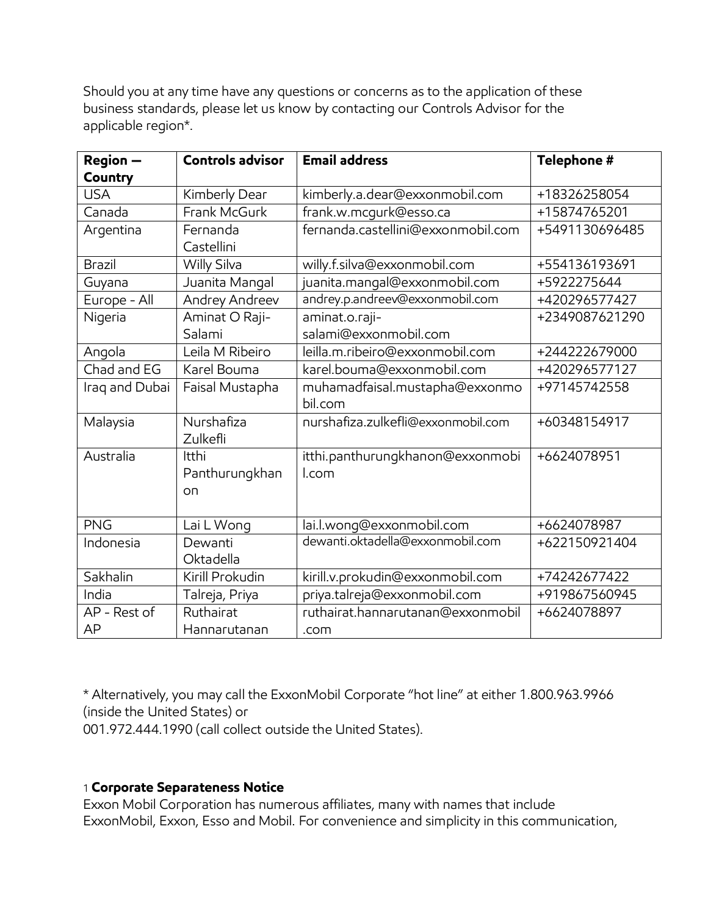Should you at any time have any questions or concerns as to the application of these business standards, please let us know by contacting our Controls Advisor for the applicable region*.

| Region — Country | Controls advisor | Email address | Telephone # |
|---|---|---|---|
| USA | Kimberly Dear | kimberly.a.dear@exxonmobil.com | +18326258054 |
| Canada | Frank McGurk | frank.w.mcgurk@esso.ca | +15874765201 |
| Argentina | Fernanda Castellini | fernanda.castellini@exxonmobil.com | +5491130696485 |
| Brazil | Willy Silva | willy.f.silva@exxonmobil.com | +554136193691 |
| Guyana | Juanita Mangal | juanita.mangal@exxonmobil.com | +5922275644 |
| Europe - All | Andrey Andreev | andrey.p.andreev@exxonmobil.com | +420296577427 |
| Nigeria | Aminat O Raji-Salami | aminat.o.raji-salami@exxonmobil.com | +2349087621290 |
| Angola | Leila M Ribeiro | leilla.m.ribeiro@exxonmobil.com | +244222679000 |
| Chad and EG | Karel Bouma | karel.bouma@exxonmobil.com | +420296577127 |
| Iraq and Dubai | Faisal Mustapha | muhamadfaisal.mustapha@exxonmobil.com | +97145742558 |
| Malaysia | Nurshafiza Zulkefli | nurshafiza.zulkefli@exxonmobil.com | +60348154917 |
| Australia | Itthi Panthurungkhanon | itthi.panthurungkhanon@exxonmobil.com | +6624078951 |
| PNG | Lai L Wong | lai.l.wong@exxonmobil.com | +6624078987 |
| Indonesia | Dewanti Oktadella | dewanti.oktadella@exxonmobil.com | +622150921404 |
| Sakhalin | Kirill Prokudin | kirill.v.prokudin@exxonmobil.com | +74242677422 |
| India | Talreja, Priya | priya.talreja@exxonmobil.com | +919867560945 |
| AP - Rest of AP | Ruthairat Hannarutanan | ruthairat.hannarutanan@exxonmobil.com | +6624078897 |

* Alternatively, you may call the ExxonMobil Corporate "hot line" at either 1.800.963.9966 (inside the United States) or
001.972.444.1990 (call collect outside the United States).

[1] **Corporate Separateness Notice**
Exxon Mobil Corporation has numerous affiliates, many with names that include ExxonMobil, Exxon, Esso and Mobil. For convenience and simplicity in this communication,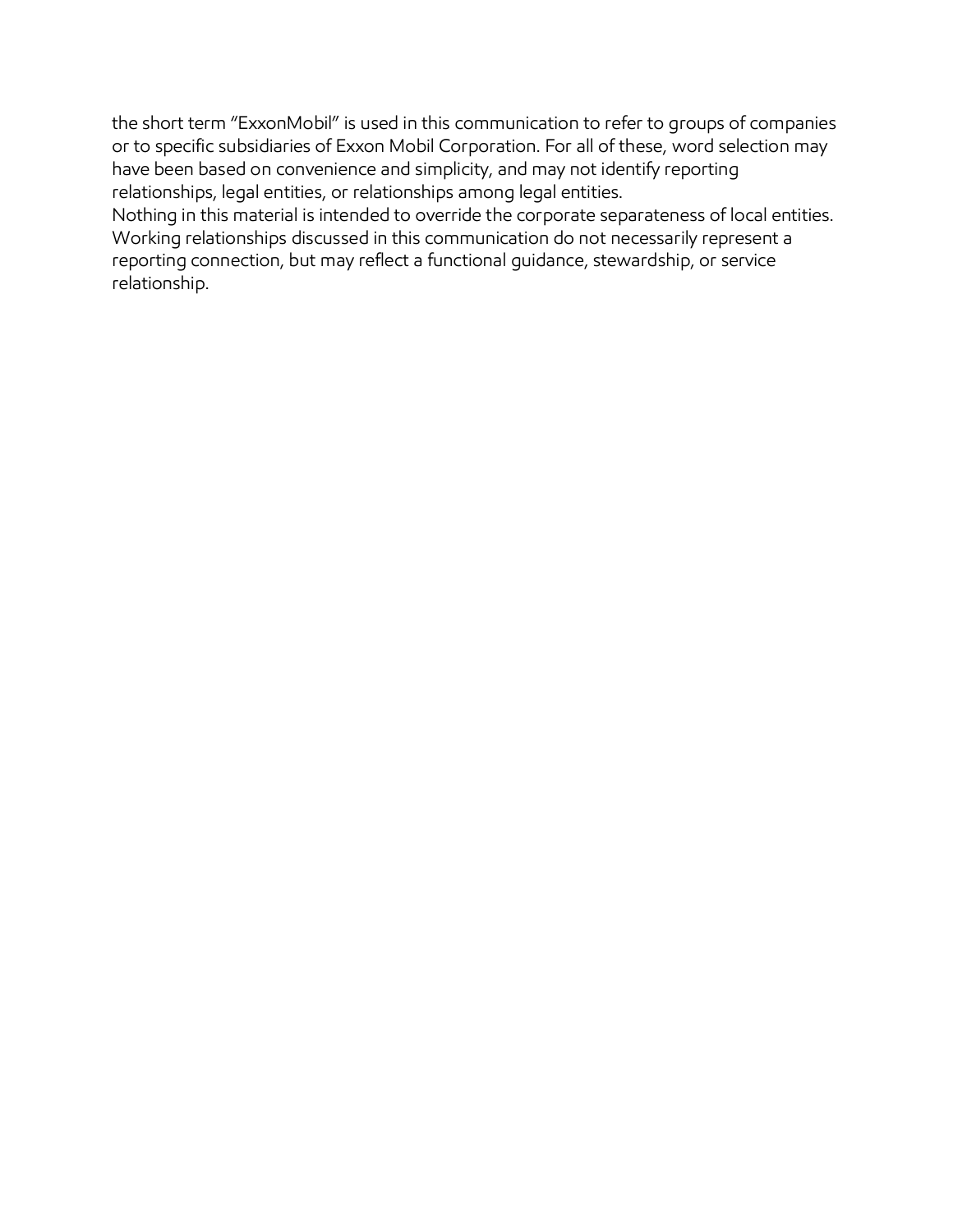the short term "ExxonMobil" is used in this communication to refer to groups of companies or to specific subsidiaries of Exxon Mobil Corporation. For all of these, word selection may have been based on convenience and simplicity, and may not identify reporting relationships, legal entities, or relationships among legal entities.

Nothing in this material is intended to override the corporate separateness of local entities. Working relationships discussed in this communication do not necessarily represent a reporting connection, but may reflect a functional guidance, stewardship, or service relationship.